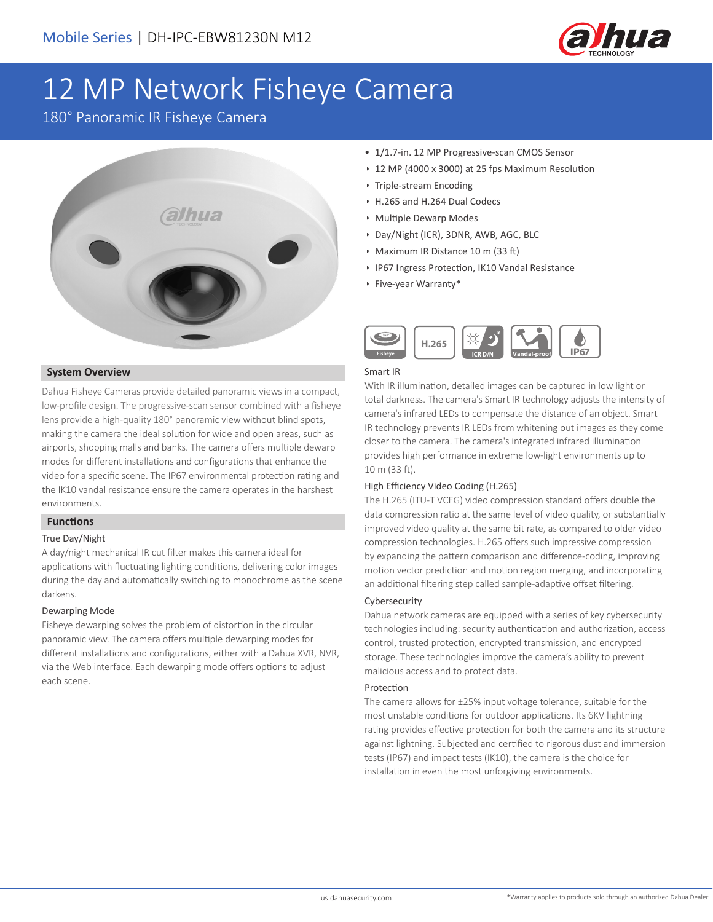Mobile Series | DH-IPC-EBW81230N M12

# 12 MP Network Fisheye Camera

180° Panoramic IR Fisheye Camera

- 1/1.7-in. 12 MP Progressive-scan CMOS Sensor
- 12 MP (4000 x 3000) at 25 fps Maximum Resolution
- Triple-stream Encoding
- H.265 and H.264 Dual Codecs
- Multiple Dewarp Modes
- Day/Night (ICR), 3DNR, AWB, AGC, BLC
- Maximum IR Distance 10 m (33 ft)
- IP67 Ingress Protection, IK10 Vandal Resistance
- Five-year Warranty*

## System Overview

Dahua Fisheye Cameras provide detailed panoramic views in a compact, low-profile design. The progressive-scan sensor combined with a fisheye lens provide a high-quality 180° panoramic view without blind spots, making the camera the ideal solution for wide and open areas, such as airports, shopping malls and banks. The camera offers multiple dewarp modes for different installations and configurations that enhance the video for a specific scene. The IP67 environmental protection rating and the IK10 vandal resistance ensure the camera operates in the harshest environments.

## Functions

### True Day/Night

A day/night mechanical IR cut filter makes this camera ideal for applications with fluctuating lighting conditions, delivering color images during the day and automatically switching to monochrome as the scene darkens.

### Dewarping Mode

Fisheye dewarping solves the problem of distortion in the circular panoramic view. The camera offers multiple dewarping modes for different installations and configurations, either with a Dahua XVR, NVR, via the Web interface. Each dewarping mode offers options to adjust each scene.

### Smart IR

With IR illumination, detailed images can be captured in low light or total darkness. The camera's Smart IR technology adjusts the intensity of camera's infrared LEDs to compensate the distance of an object. Smart IR technology prevents IR LEDs from whitening out images as they come closer to the camera. The camera's integrated infrared illumination provides high performance in extreme low-light environments up to 10 m (33 ft).

### High Efficiency Video Coding (H.265)

The H.265 (ITU-T VCEG) video compression standard offers double the data compression ratio at the same level of video quality, or substantially improved video quality at the same bit rate, as compared to older video compression technologies. H.265 offers such impressive compression by expanding the pattern comparison and difference-coding, improving motion vector prediction and motion region merging, and incorporating an additional filtering step called sample-adaptive offset filtering.

### Cybersecurity

Dahua network cameras are equipped with a series of key cybersecurity technologies including: security authentication and authorization, access control, trusted protection, encrypted transmission, and encrypted storage. These technologies improve the camera's ability to prevent malicious access and to protect data.

### Protection

The camera allows for ±25% input voltage tolerance, suitable for the most unstable conditions for outdoor applications. Its 6KV lightning rating provides effective protection for both the camera and its structure against lightning. Subjected and certified to rigorous dust and immersion tests (IP67) and impact tests (IK10), the camera is the choice for installation in even the most unforgiving environments.

*Warranty applies to products sold through an authorized Dahua Dealer.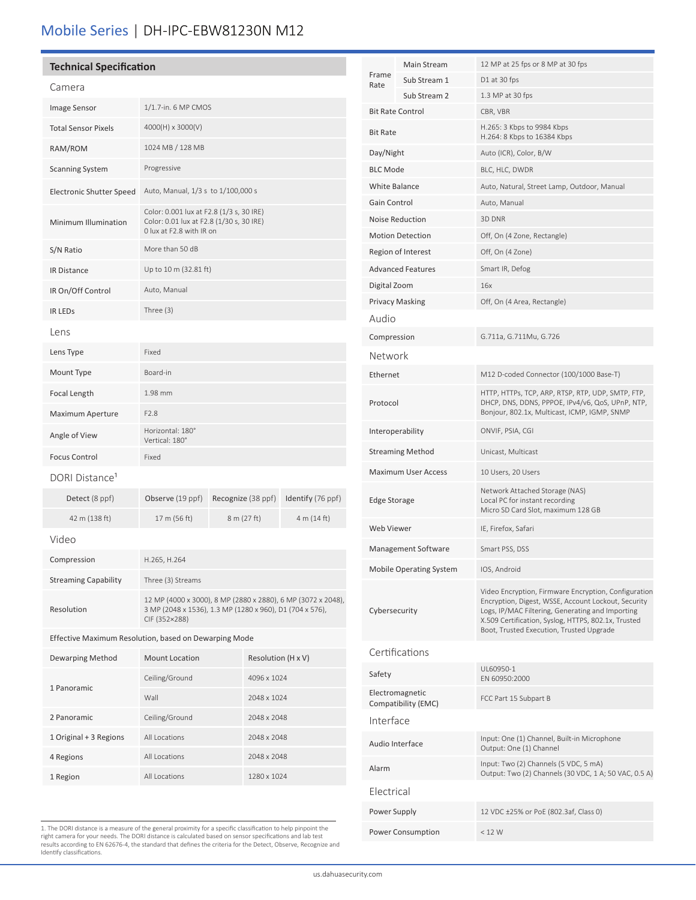# Mobile Series | DH-IPC-EBW81230N M12

## Technical Specification

### Camera

| | |
|---|---|
| Image Sensor | 1/1.7-in. 6 MP CMOS |
| Total Sensor Pixels | 4000(H) x 3000(V) |
| RAM/ROM | 1024 MB / 128 MB |
| Scanning System | Progressive |
| Electronic Shutter Speed | Auto, Manual, 1/3 s to 1/100,000 s |
| Minimum Illumination | Color: 0.001 lux at F2.8 (1/3 s, 30 IRE)<br>Color: 0.01 lux at F2.8 (1/30 s, 30 IRE)<br>0 lux at F2.8 with IR on |
| S/N Ratio | More than 50 dB |
| IR Distance | Up to 10 m (32.81 ft) |
| IR On/Off Control | Auto, Manual |
| IR LEDs | Three (3) |

### Lens

| | |
|---|---|
| Lens Type | Fixed |
| Mount Type | Board-in |
| Focal Length | 1.98 mm |
| Maximum Aperture | F2.8 |
| Angle of View | Horizontal: 180°<br>Vertical: 180° |
| Focus Control | Fixed |

### DORI Distance[1]

| Detect (8 ppf) | Observe (19 ppf) | Recognize (38 ppf) | Identify (76 ppf) |
|---|---|---|---|
| 42 m (138 ft) | 17 m (56 ft) | 8 m (27 ft) | 4 m (14 ft) |

### Video

| | |
|---|---|
| Compression | H.265, H.264 |
| Streaming Capability | Three (3) Streams |
| Resolution | 12 MP (4000 x 3000), 8 MP (2880 x 2880), 6 MP (3072 x 2048), 3 MP (2048 x 1536), 1.3 MP (1280 x 960), D1 (704 x 576), CIF (352×288) |

Effective Maximum Resolution, based on Dewarping Mode

| Dewarping Method | Mount Location | Resolution (H x V) |
|---|---|---|
| 1 Panoramic | Ceiling/Ground | 4096 x 1024 |
| | Wall | 2048 x 1024 |
| 2 Panoramic | Ceiling/Ground | 2048 x 2048 |
| 1 Original + 3 Regions | All Locations | 2048 x 2048 |
| 4 Regions | All Locations | 2048 x 2048 |
| 1 Region | All Locations | 1280 x 1024 |

| | | |
|---|---|---|
| Frame Rate | Main Stream | 12 MP at 25 fps or 8 MP at 30 fps |
| | Sub Stream 1 | D1 at 30 fps |
| | Sub Stream 2 | 1.3 MP at 30 fps |

| | |
|---|---|
| Bit Rate Control | CBR, VBR |
| Bit Rate | H.265: 3 Kbps to 9984 Kbps<br>H.264: 8 Kbps to 16384 Kbps |
| Day/Night | Auto (ICR), Color, B/W |
| BLC Mode | BLC, HLC, DWDR |
| White Balance | Auto, Natural, Street Lamp, Outdoor, Manual |
| Gain Control | Auto, Manual |
| Noise Reduction | 3D DNR |
| Motion Detection | Off, On (4 Zone, Rectangle) |
| Region of Interest | Off, On (4 Zone) |
| Advanced Features | Smart IR, Defog |
| Digital Zoom | 16x |
| Privacy Masking | Off, On (4 Area, Rectangle) |

### Audio

| | |
|---|---|
| Compression | G.711a, G.711Mu, G.726 |

### Network

| | |
|---|---|
| Ethernet | M12 D-coded Connector (100/1000 Base-T) |
| Protocol | HTTP, HTTPs, TCP, ARP, RTSP, RTP, UDP, SMTP, FTP, DHCP, DNS, DDNS, PPPOE, IPv4/v6, QoS, UPnP, NTP, Bonjour, 802.1x, Multicast, ICMP, IGMP, SNMP |
| Interoperability | ONVIF, PSIA, CGI |
| Streaming Method | Unicast, Multicast |
| Maximum User Access | 10 Users, 20 Users |
| Edge Storage | Network Attached Storage (NAS)<br>Local PC for instant recording<br>Micro SD Card Slot, maximum 128 GB |
| Web Viewer | IE, Firefox, Safari |
| Management Software | Smart PSS, DSS |
| Mobile Operating System | IOS, Android |
| Cybersecurity | Video Encryption, Firmware Encryption, Configuration Encryption, Digest, WSSE, Account Lockout, Security Logs, IP/MAC Filtering, Generating and Importing X.509 Certification, Syslog, HTTPS, 802.1x, Trusted Boot, Trusted Execution, Trusted Upgrade |

### Certifications

| | |
|---|---|
| Safety | UL60950-1<br>EN 60950:2000 |
| Electromagnetic Compatibility (EMC) | FCC Part 15 Subpart B |

### Interface

| | |
|---|---|
| Audio Interface | Input: One (1) Channel, Built-in Microphone<br>Output: One (1) Channel |
| Alarm | Input: Two (2) Channels (5 VDC, 5 mA)<br>Output: Two (2) Channels (30 VDC, 1 A; 50 VAC, 0.5 A) |

### Electrical

| | |
|---|---|
| Power Supply | 12 VDC ±25% or PoE (802.3af, Class 0) |
| Power Consumption | < 12 W |

1. The DORI distance is a measure of the general proximity for a specific classification to help pinpoint the right camera for your needs. The DORI distance is calculated based on sensor specifications and lab test results according to EN 62676-4, the standard that defines the criteria for the Detect, Observe, Recognize and Identify classifications.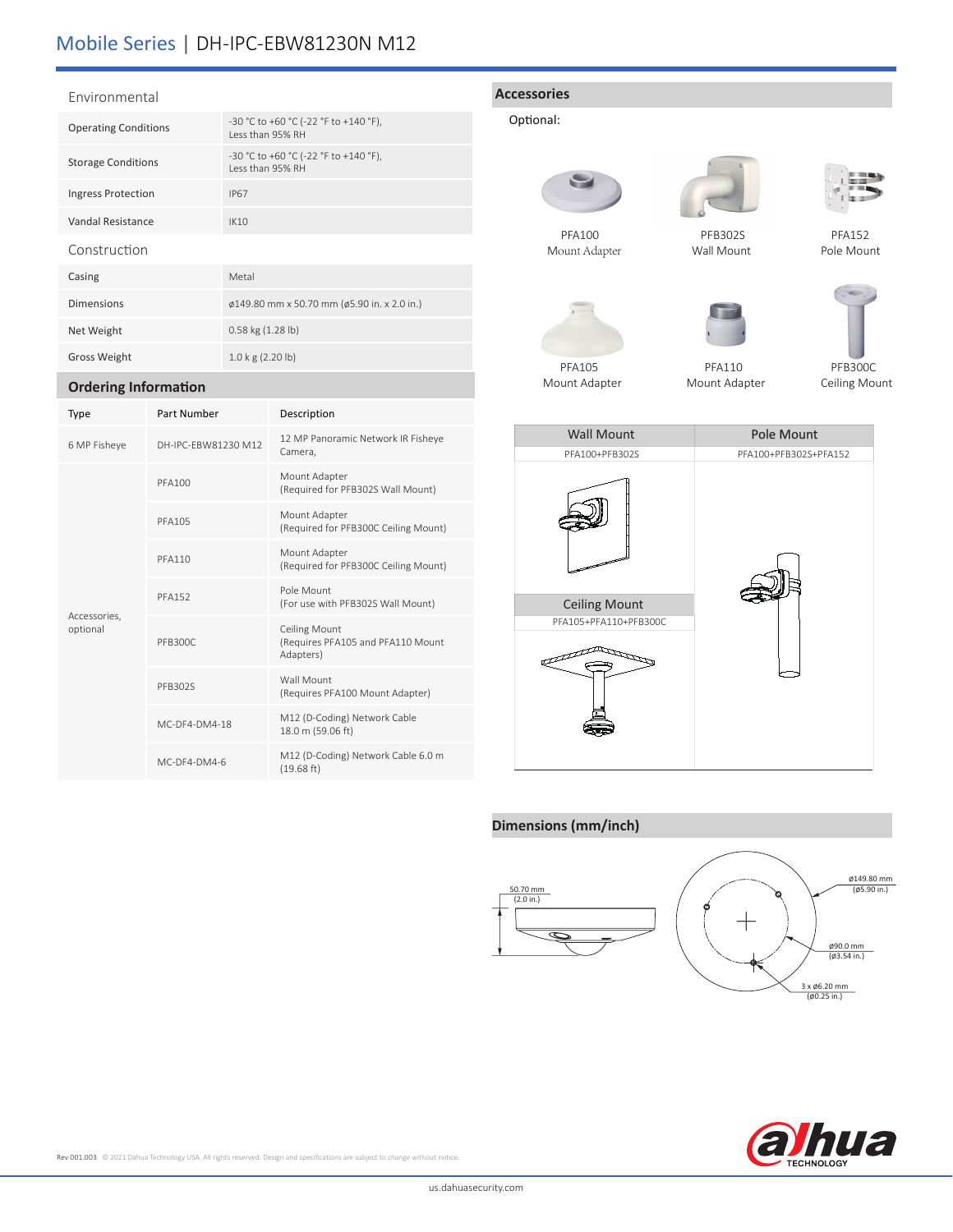# Mobile Series | DH-IPC-EBW81230N M12

## Environmental

| | |
|---|---|
| Operating Conditions | -30 °C to +60 °C (-22 °F to +140 °F), Less than 95% RH |
| Storage Conditions | -30 °C to +60 °C (-22 °F to +140 °F), Less than 95% RH |
| Ingress Protection | IP67 |
| Vandal Resistance | IK10 |

## Construction

| | |
|---|---|
| Casing | Metal |
| Dimensions | ø149.80 mm x 50.70 mm (ø5.90 in. x 2.0 in.) |
| Net Weight | 0.58 kg (1.28 lb) |
| Gross Weight | 1.0 k g (2.20 lb) |

## Ordering Information

| Type | Part Number | Description |
|---|---|---|
| 6 MP Fisheye | DH-IPC-EBW81230 M12 | 12 MP Panoramic Network IR Fisheye Camera, |
| Accessories, optional | PFA100 | Mount Adapter (Required for PFB302S Wall Mount) |
| | PFA105 | Mount Adapter (Required for PFB300C Ceiling Mount) |
| | PFA110 | Mount Adapter (Required for PFB300C Ceiling Mount) |
| | PFA152 | Pole Mount (For use with PFB302S Wall Mount) |
| | PFB300C | Ceiling Mount (Requires PFA105 and PFA110 Mount Adapters) |
| | PFB302S | Wall Mount (Requires PFA100 Mount Adapter) |
| | MC-DF4-DM4-18 | M12 (D-Coding) Network Cable 18.0 m (59.06 ft) |
| | MC-DF4-DM4-6 | M12 (D-Coding) Network Cable 6.0 m (19.68 ft) |

## Accessories

Optional:

PFA100
Mount Adapter

PFB302S
Wall Mount

PFA152
Pole Mount

PFA105
Mount Adapter

PFA110
Mount Adapter

PFB300C
Ceiling Mount

| Wall Mount | Pole Mount |
|---|---|
| PFA100+PFB302S | PFA100+PFB302S+PFA152 |

| Ceiling Mount |
|---|
| PFA105+PFA110+PFB300C |

## Dimensions (mm/inch)

50.70 mm
(2.0 in.)

ø149.80 mm
(ø5.90 in.)

ø90.0 mm
(ø3.54 in.)

3 x ø6.20 mm
(ø0.25 in.)

Rev 001.003 © 2021 Dahua Technology USA. All rights reserved. Design and specifications are subject to change without notice.

us.dahuasecurity.com